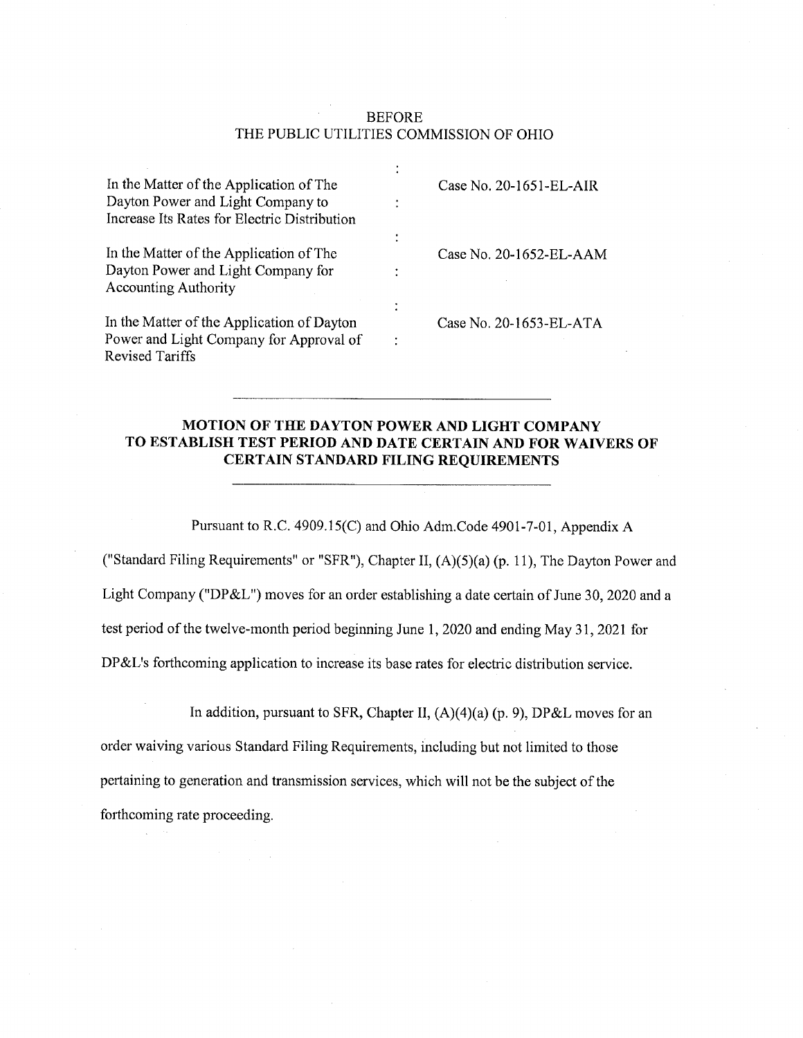BEFORE
THE PUBLIC UTILITIES COMMISSION OF OHIO

| | | |
|---|---|---|
| In the Matter of the Application of The Dayton Power and Light Company to Increase Its Rates for Electric Distribution | : | Case No. 20-1651-EL-AIR |
| In the Matter of the Application of The Dayton Power and Light Company for Accounting Authority | : | Case No. 20-1652-EL-AAM |
| In the Matter of the Application of Dayton Power and Light Company for Approval of Revised Tariffs | : | Case No. 20-1653-EL-ATA |

---

**MOTION OF THE DAYTON POWER AND LIGHT COMPANY TO ESTABLISH TEST PERIOD AND DATE CERTAIN AND FOR WAIVERS OF CERTAIN STANDARD FILING REQUIREMENTS**

---

Pursuant to R.C. 4909.15(C) and Ohio Adm.Code 4901-7-01, Appendix A ("Standard Filing Requirements" or "SFR"), Chapter II, (A)(5)(a) (p. 11), The Dayton Power and Light Company ("DP&L") moves for an order establishing a date certain of June 30, 2020 and a test period of the twelve-month period beginning June 1, 2020 and ending May 31, 2021 for DP&L's forthcoming application to increase its base rates for electric distribution service.

In addition, pursuant to SFR, Chapter II, (A)(4)(a) (p. 9), DP&L moves for an order waiving various Standard Filing Requirements, including but not limited to those pertaining to generation and transmission services, which will not be the subject of the forthcoming rate proceeding.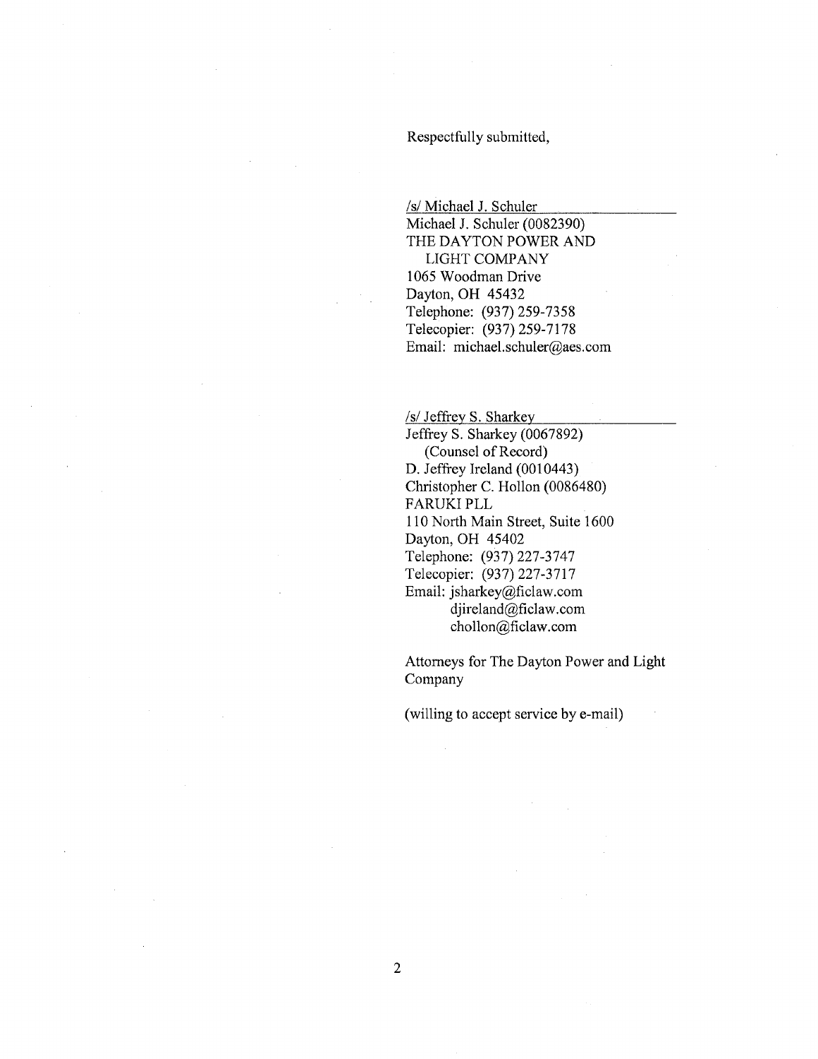Respectfully submitted,

/s/ Michael J. Schuler
Michael J. Schuler (0082390)
THE DAYTON POWER AND
LIGHT COMPANY
1065 Woodman Drive
Dayton, OH 45432
Telephone: (937) 259-7358
Telecopier: (937) 259-7178
Email: michael.schuler@aes.com

/s/ Jeffrey S. Sharkey
Jeffrey S. Sharkey (0067892)
(Counsel of Record)
D. Jeffrey Ireland (0010443)
Christopher C. Hollon (0086480)
FARUKI PLL
110 North Main Street, Suite 1600
Dayton, OH 45402
Telephone: (937) 227-3747
Telecopier: (937) 227-3717
Email: jsharkey@ficlaw.com
djireland@ficlaw.com
chollon@ficlaw.com

Attorneys for The Dayton Power and Light Company

(willing to accept service by e-mail)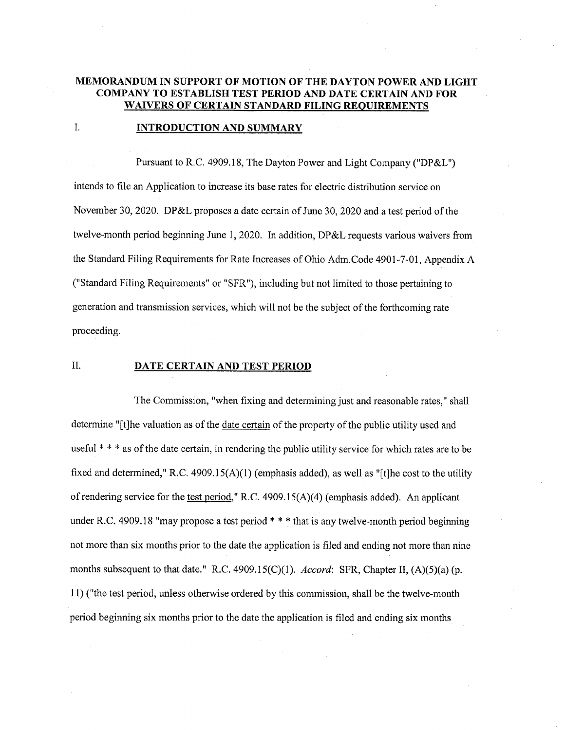## MEMORANDUM IN SUPPORT OF MOTION OF THE DAYTON POWER AND LIGHT COMPANY TO ESTABLISH TEST PERIOD AND DATE CERTAIN AND FOR WAIVERS OF CERTAIN STANDARD FILING REQUIREMENTS

### I. INTRODUCTION AND SUMMARY

Pursuant to R.C. 4909.18, The Dayton Power and Light Company ("DP&L") intends to file an Application to increase its base rates for electric distribution service on November 30, 2020. DP&L proposes a date certain of June 30, 2020 and a test period of the twelve-month period beginning June 1, 2020. In addition, DP&L requests various waivers from the Standard Filing Requirements for Rate Increases of Ohio Adm.Code 4901-7-01, Appendix A ("Standard Filing Requirements" or "SFR"), including but not limited to those pertaining to generation and transmission services, which will not be the subject of the forthcoming rate proceeding.

### II. DATE CERTAIN AND TEST PERIOD

The Commission, "when fixing and determining just and reasonable rates," shall determine "[t]he valuation as of the <u>date certain</u> of the property of the public utility used and useful * * * as of the date certain, in rendering the public utility service for which rates are to be fixed and determined," R.C. 4909.15(A)(1) (emphasis added), as well as "[t]he cost to the utility of rendering service for the <u>test period</u>," R.C. 4909.15(A)(4) (emphasis added). An applicant under R.C. 4909.18 "may propose a test period * * * that is any twelve-month period beginning not more than six months prior to the date the application is filed and ending not more than nine months subsequent to that date." R.C. 4909.15(C)(1). *Accord*: SFR, Chapter II, (A)(5)(a) (p. 11) ("the test period, unless otherwise ordered by this commission, shall be the twelve-month period beginning six months prior to the date the application is filed and ending six months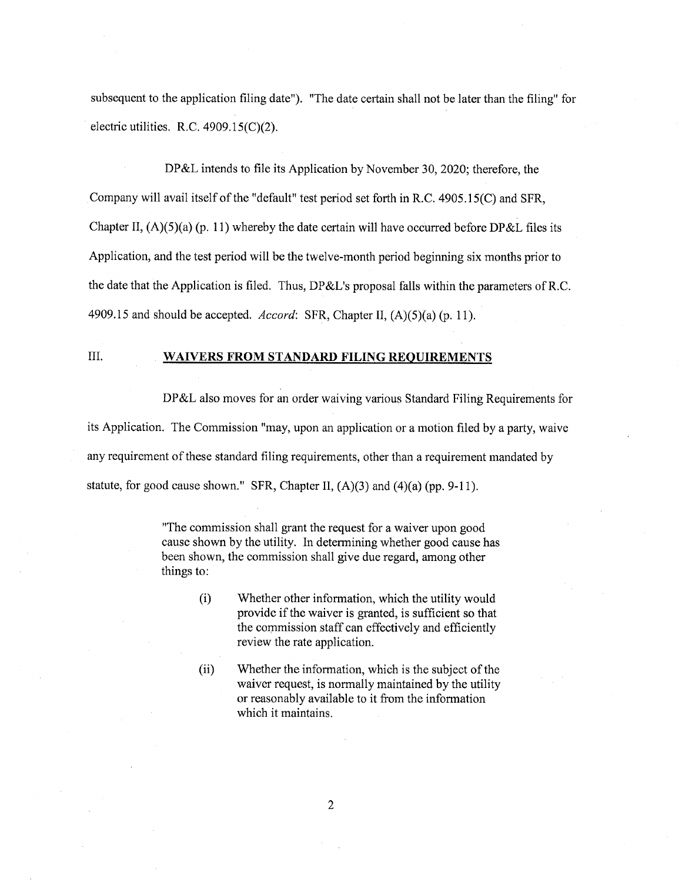subsequent to the application filing date"). "The date certain shall not be later than the filing" for electric utilities. R.C. 4909.15(C)(2).

DP&L intends to file its Application by November 30, 2020; therefore, the Company will avail itself of the "default" test period set forth in R.C. 4905.15(C) and SFR, Chapter II, (A)(5)(a) (p. 11) whereby the date certain will have occurred before DP&L files its Application, and the test period will be the twelve-month period beginning six months prior to the date that the Application is filed. Thus, DP&L's proposal falls within the parameters of R.C. 4909.15 and should be accepted. *Accord*: SFR, Chapter II, (A)(5)(a) (p. 11).

## III. WAIVERS FROM STANDARD FILING REQUIREMENTS

DP&L also moves for an order waiving various Standard Filing Requirements for its Application. The Commission "may, upon an application or a motion filed by a party, waive any requirement of these standard filing requirements, other than a requirement mandated by statute, for good cause shown." SFR, Chapter II, (A)(3) and (4)(a) (pp. 9-11).

> "The commission shall grant the request for a waiver upon good cause shown by the utility. In determining whether good cause has been shown, the commission shall give due regard, among other things to:
>
> (i) Whether other information, which the utility would provide if the waiver is granted, is sufficient so that the commission staff can effectively and efficiently review the rate application.
>
> (ii) Whether the information, which is the subject of the waiver request, is normally maintained by the utility or reasonably available to it from the information which it maintains.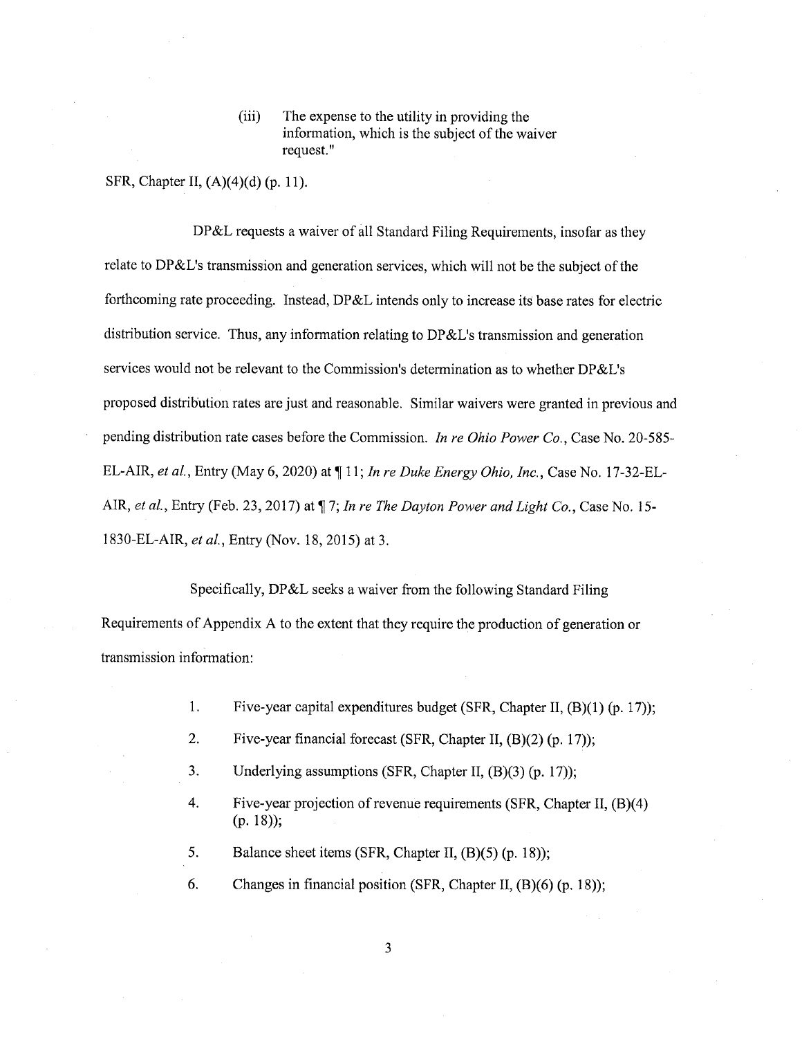> (iii) The expense to the utility in providing the information, which is the subject of the waiver request."

SFR, Chapter II, (A)(4)(d) (p. 11).

DP&L requests a waiver of all Standard Filing Requirements, insofar as they relate to DP&L's transmission and generation services, which will not be the subject of the forthcoming rate proceeding. Instead, DP&L intends only to increase its base rates for electric distribution service. Thus, any information relating to DP&L's transmission and generation services would not be relevant to the Commission's determination as to whether DP&L's proposed distribution rates are just and reasonable. Similar waivers were granted in previous and pending distribution rate cases before the Commission. *In re Ohio Power Co.*, Case No. 20-585-EL-AIR, *et al.*, Entry (May 6, 2020) at ¶ 11; *In re Duke Energy Ohio, Inc.*, Case No. 17-32-EL-AIR, *et al.*, Entry (Feb. 23, 2017) at ¶ 7; *In re The Dayton Power and Light Co.*, Case No. 15-1830-EL-AIR, *et al.*, Entry (Nov. 18, 2015) at 3.

Specifically, DP&L seeks a waiver from the following Standard Filing Requirements of Appendix A to the extent that they require the production of generation or transmission information:

1. Five-year capital expenditures budget (SFR, Chapter II, (B)(1) (p. 17));
2. Five-year financial forecast (SFR, Chapter II, (B)(2) (p. 17));
3. Underlying assumptions (SFR, Chapter II, (B)(3) (p. 17));
4. Five-year projection of revenue requirements (SFR, Chapter II, (B)(4) (p. 18));
5. Balance sheet items (SFR, Chapter II, (B)(5) (p. 18));
6. Changes in financial position (SFR, Chapter II, (B)(6) (p. 18));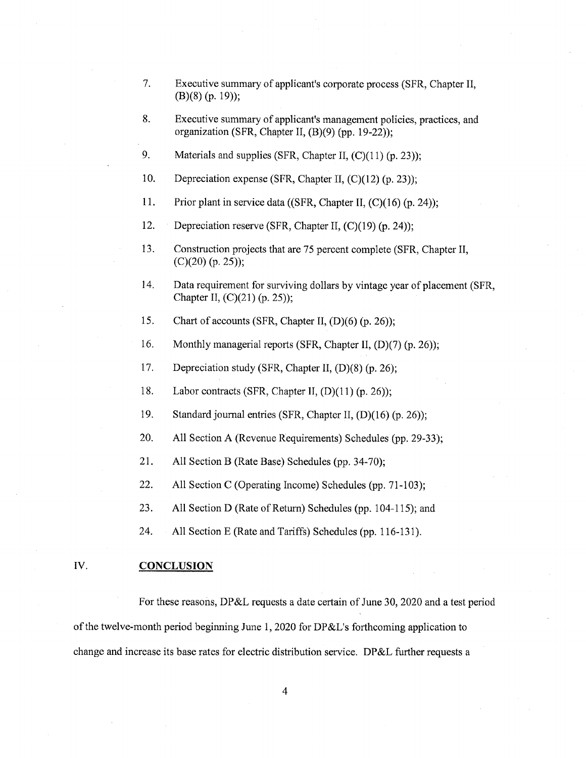7. Executive summary of applicant's corporate process (SFR, Chapter II, (B)(8) (p. 19));

8. Executive summary of applicant's management policies, practices, and organization (SFR, Chapter II, (B)(9) (pp. 19-22));

9. Materials and supplies (SFR, Chapter II, (C)(11) (p. 23));

10. Depreciation expense (SFR, Chapter II, (C)(12) (p. 23));

11. Prior plant in service data ((SFR, Chapter II, (C)(16) (p. 24));

12. Depreciation reserve (SFR, Chapter II, (C)(19) (p. 24));

13. Construction projects that are 75 percent complete (SFR, Chapter II, (C)(20) (p. 25));

14. Data requirement for surviving dollars by vintage year of placement (SFR, Chapter II, (C)(21) (p. 25));

15. Chart of accounts (SFR, Chapter II, (D)(6) (p. 26));

16. Monthly managerial reports (SFR, Chapter II, (D)(7) (p. 26));

17. Depreciation study (SFR, Chapter II, (D)(8) (p. 26);

18. Labor contracts (SFR, Chapter II, (D)(11) (p. 26));

19. Standard journal entries (SFR, Chapter II, (D)(16) (p. 26));

20. All Section A (Revenue Requirements) Schedules (pp. 29-33);

21. All Section B (Rate Base) Schedules (pp. 34-70);

22. All Section C (Operating Income) Schedules (pp. 71-103);

23. All Section D (Rate of Return) Schedules (pp. 104-115); and

24. All Section E (Rate and Tariffs) Schedules (pp. 116-131).

## IV. CONCLUSION

For these reasons, DP&L requests a date certain of June 30, 2020 and a test period of the twelve-month period beginning June 1, 2020 for DP&L's forthcoming application to change and increase its base rates for electric distribution service. DP&L further requests a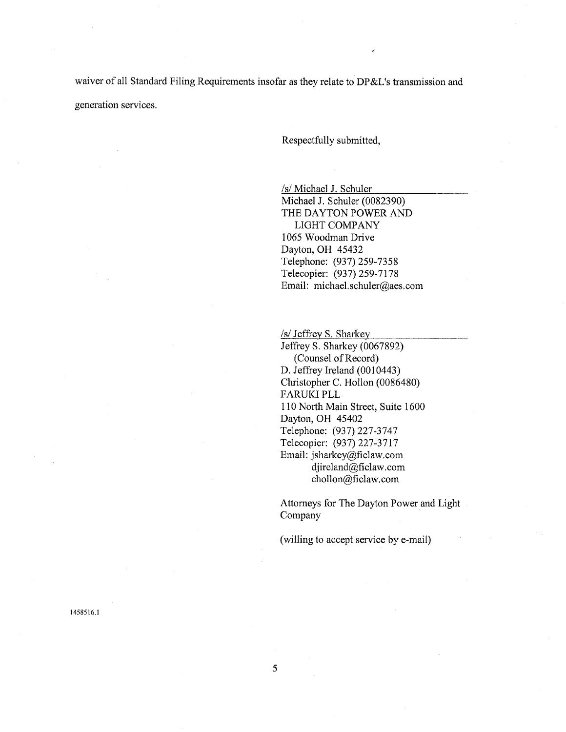waiver of all Standard Filing Requirements insofar as they relate to DP&L's transmission and generation services.

Respectfully submitted,

/s/ Michael J. Schuler
Michael J. Schuler (0082390)
THE DAYTON POWER AND
LIGHT COMPANY
1065 Woodman Drive
Dayton, OH 45432
Telephone: (937) 259-7358
Telecopier: (937) 259-7178
Email: michael.schuler@aes.com

/s/ Jeffrey S. Sharkey
Jeffrey S. Sharkey (0067892)
(Counsel of Record)
D. Jeffrey Ireland (0010443)
Christopher C. Hollon (0086480)
FARUKI PLL
110 North Main Street, Suite 1600
Dayton, OH 45402
Telephone: (937) 227-3747
Telecopier: (937) 227-3717
Email: jsharkey@ficlaw.com
djireland@ficlaw.com
chollon@ficlaw.com

Attorneys for The Dayton Power and Light Company

(willing to accept service by e-mail)

1458516.1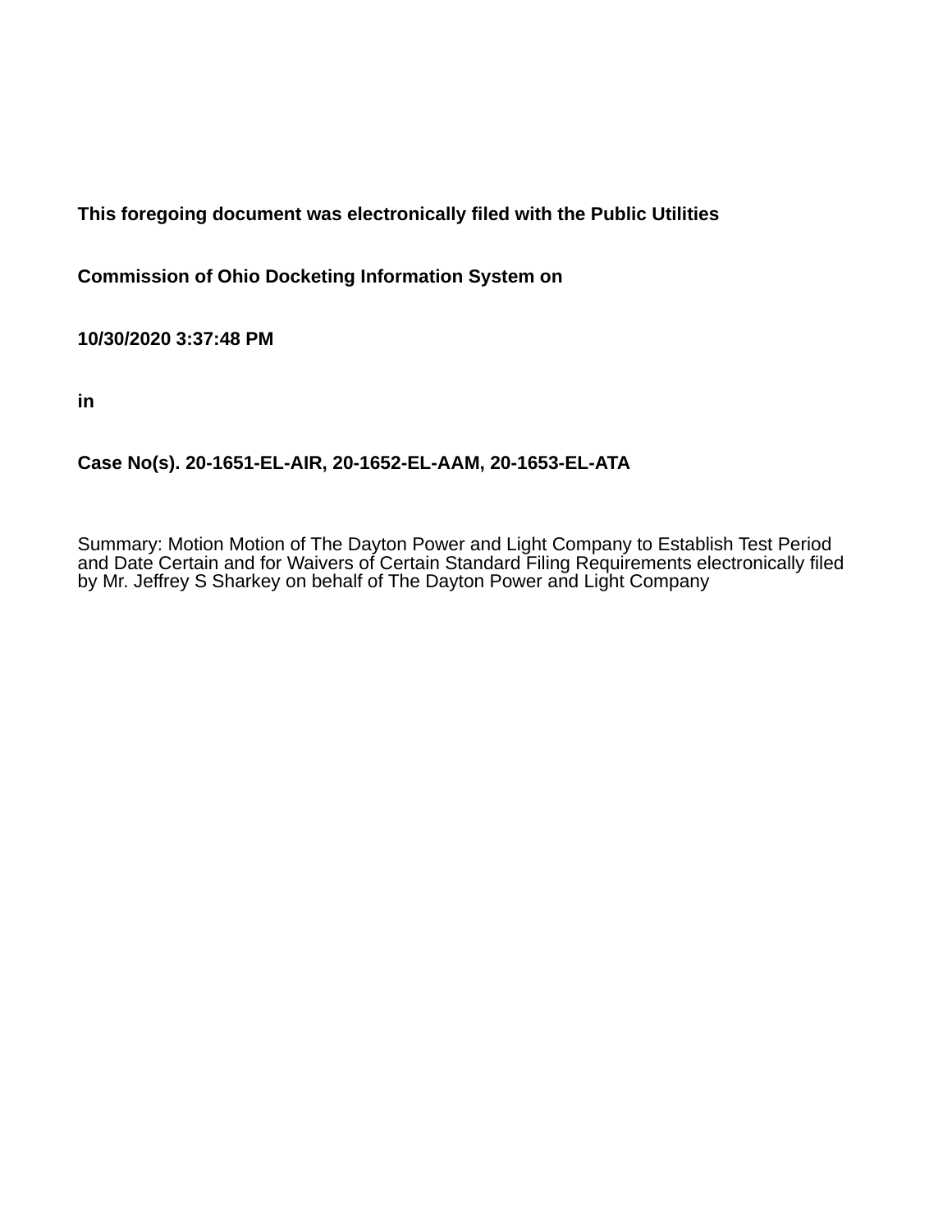**This foregoing document was electronically filed with the Public Utilities**

**Commission of Ohio Docketing Information System on**

**10/30/2020 3:37:48 PM**

**in**

**Case No(s). 20-1651-EL-AIR, 20-1652-EL-AAM, 20-1653-EL-ATA**

Summary: Motion Motion of The Dayton Power and Light Company to Establish Test Period and Date Certain and for Waivers of Certain Standard Filing Requirements electronically filed by Mr. Jeffrey S Sharkey on behalf of The Dayton Power and Light Company